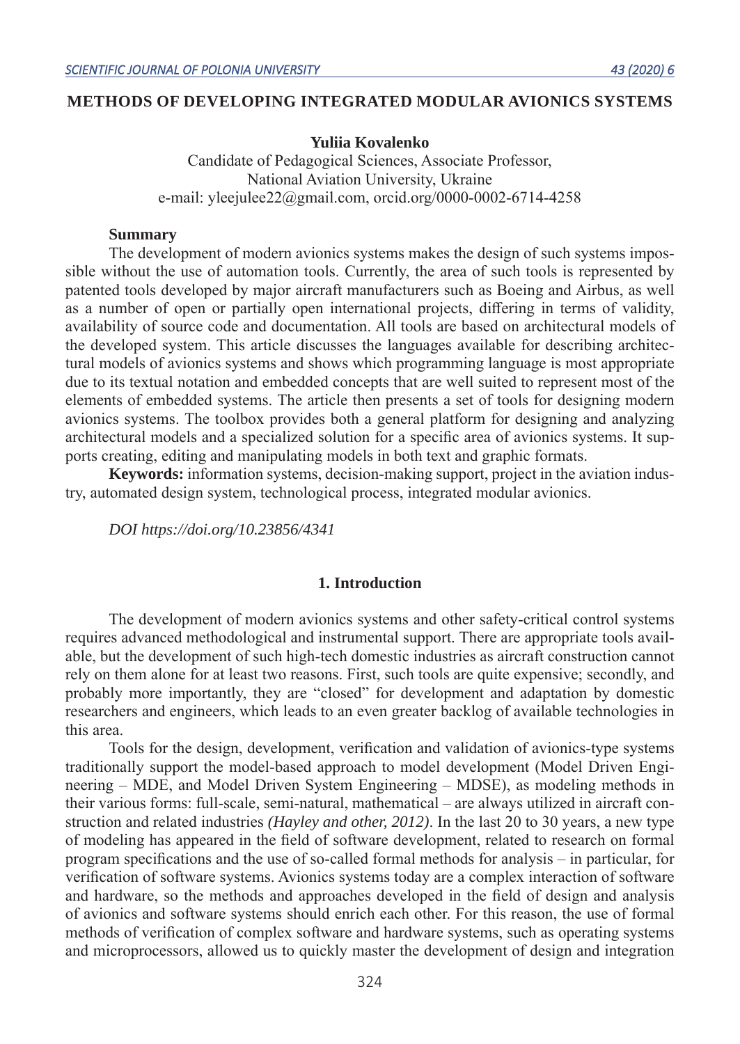# METHODS OF DEVELOPING INTEGRATED MODULAR AVIONICS SYSTEMS

**Yuliia Kovalenko**

Candidate of Pedagogical Sciences, Associate Professor,
National Aviation University, Ukraine
e-mail: yleejulee22@gmail.com, orcid.org/0000-0002-6714-4258

**Summary**

The development of modern avionics systems makes the design of such systems impossible without the use of automation tools. Currently, the area of such tools is represented by patented tools developed by major aircraft manufacturers such as Boeing and Airbus, as well as a number of open or partially open international projects, differing in terms of validity, availability of source code and documentation. All tools are based on architectural models of the developed system. This article discusses the languages available for describing architectural models of avionics systems and shows which programming language is most appropriate due to its textual notation and embedded concepts that are well suited to represent most of the elements of embedded systems. The article then presents a set of tools for designing modern avionics systems. The toolbox provides both a general platform for designing and analyzing architectural models and a specialized solution for a specific area of avionics systems. It supports creating, editing and manipulating models in both text and graphic formats.

**Keywords:** information systems, decision-making support, project in the aviation industry, automated design system, technological process, integrated modular avionics.

*DOI https://doi.org/10.23856/4341*

## 1. Introduction

The development of modern avionics systems and other safety-critical control systems requires advanced methodological and instrumental support. There are appropriate tools available, but the development of such high-tech domestic industries as aircraft construction cannot rely on them alone for at least two reasons. First, such tools are quite expensive; secondly, and probably more importantly, they are "closed" for development and adaptation by domestic researchers and engineers, which leads to an even greater backlog of available technologies in this area.

Tools for the design, development, verification and validation of avionics-type systems traditionally support the model-based approach to model development (Model Driven Engineering – MDE, and Model Driven System Engineering – MDSE), as modeling methods in their various forms: full-scale, semi-natural, mathematical – are always utilized in aircraft construction and related industries *(Hayley and other, 2012)*. In the last 20 to 30 years, a new type of modeling has appeared in the field of software development, related to research on formal program specifications and the use of so-called formal methods for analysis – in particular, for verification of software systems. Avionics systems today are a complex interaction of software and hardware, so the methods and approaches developed in the field of design and analysis of avionics and software systems should enrich each other. For this reason, the use of formal methods of verification of complex software and hardware systems, such as operating systems and microprocessors, allowed us to quickly master the development of design and integration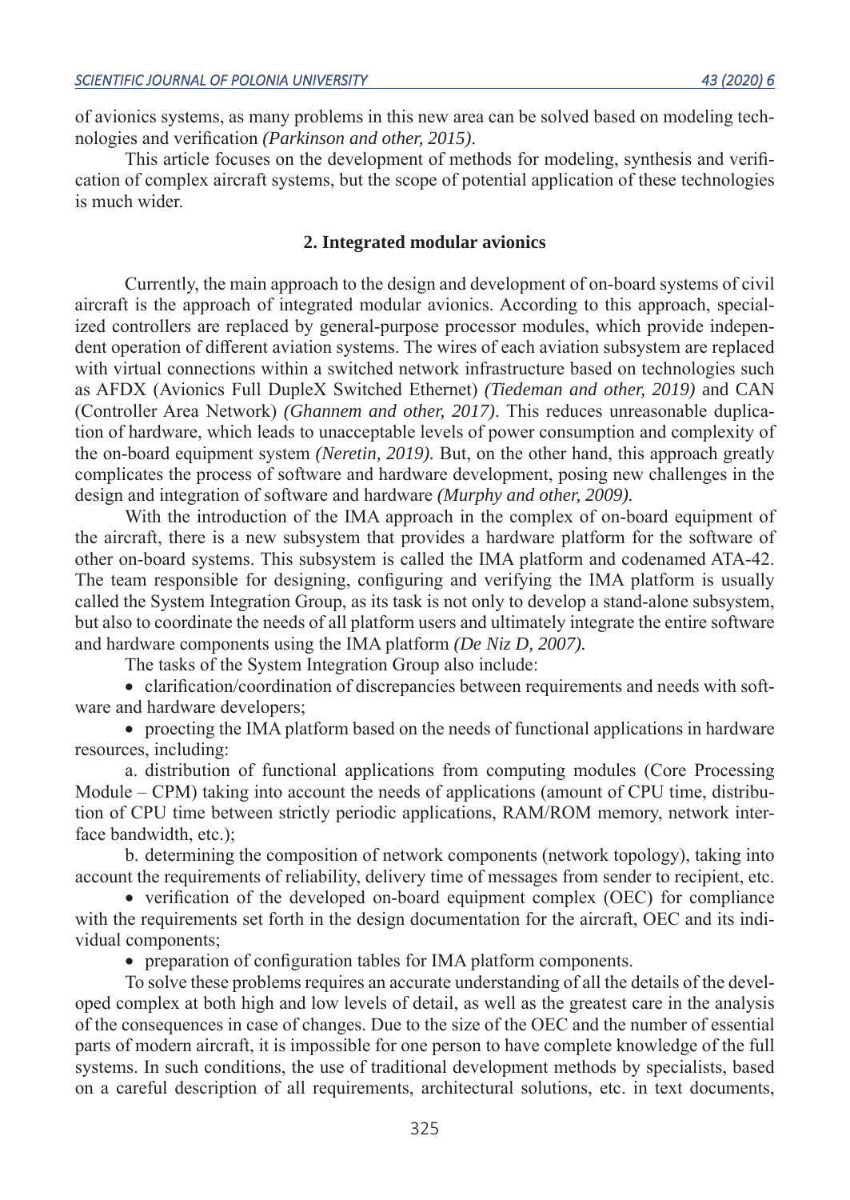of avionics systems, as many problems in this new area can be solved based on modeling technologies and verification *(Parkinson and other, 2015).*

This article focuses on the development of methods for modeling, synthesis and verification of complex aircraft systems, but the scope of potential application of these technologies is much wider.

## 2. Integrated modular avionics

Currently, the main approach to the design and development of on-board systems of civil aircraft is the approach of integrated modular avionics. According to this approach, specialized controllers are replaced by general-purpose processor modules, which provide independent operation of different aviation systems. The wires of each aviation subsystem are replaced with virtual connections within a switched network infrastructure based on technologies such as AFDX (Avionics Full DupleX Switched Ethernet) *(Tiedeman and other, 2019)* and CAN (Controller Area Network) *(Ghannem and other, 2017)*. This reduces unreasonable duplication of hardware, which leads to unacceptable levels of power consumption and complexity of the on-board equipment system *(Neretin, 2019).* But, on the other hand, this approach greatly complicates the process of software and hardware development, posing new challenges in the design and integration of software and hardware *(Murphy and other, 2009).*

With the introduction of the IMA approach in the complex of on-board equipment of the aircraft, there is a new subsystem that provides a hardware platform for the software of other on-board systems. This subsystem is called the IMA platform and codenamed ATA-42. The team responsible for designing, configuring and verifying the IMA platform is usually called the System Integration Group, as its task is not only to develop a stand-alone subsystem, but also to coordinate the needs of all platform users and ultimately integrate the entire software and hardware components using the IMA platform *(De Niz D, 2007).*

The tasks of the System Integration Group also include:

- clarification/coordination of discrepancies between requirements and needs with software and hardware developers;
- proecting the IMA platform based on the needs of functional applications in hardware resources, including:

  a. distribution of functional applications from computing modules (Core Processing Module – CPM) taking into account the needs of applications (amount of CPU time, distribution of CPU time between strictly periodic applications, RAM/ROM memory, network interface bandwidth, etc.);

  b. determining the composition of network components (network topology), taking into account the requirements of reliability, delivery time of messages from sender to recipient, etc.
- verification of the developed on-board equipment complex (OEC) for compliance with the requirements set forth in the design documentation for the aircraft, OEC and its individual components;
- preparation of configuration tables for IMA platform components.

To solve these problems requires an accurate understanding of all the details of the developed complex at both high and low levels of detail, as well as the greatest care in the analysis of the consequences in case of changes. Due to the size of the OEC and the number of essential parts of modern aircraft, it is impossible for one person to have complete knowledge of the full systems. In such conditions, the use of traditional development methods by specialists, based on a careful description of all requirements, architectural solutions, etc. in text documents,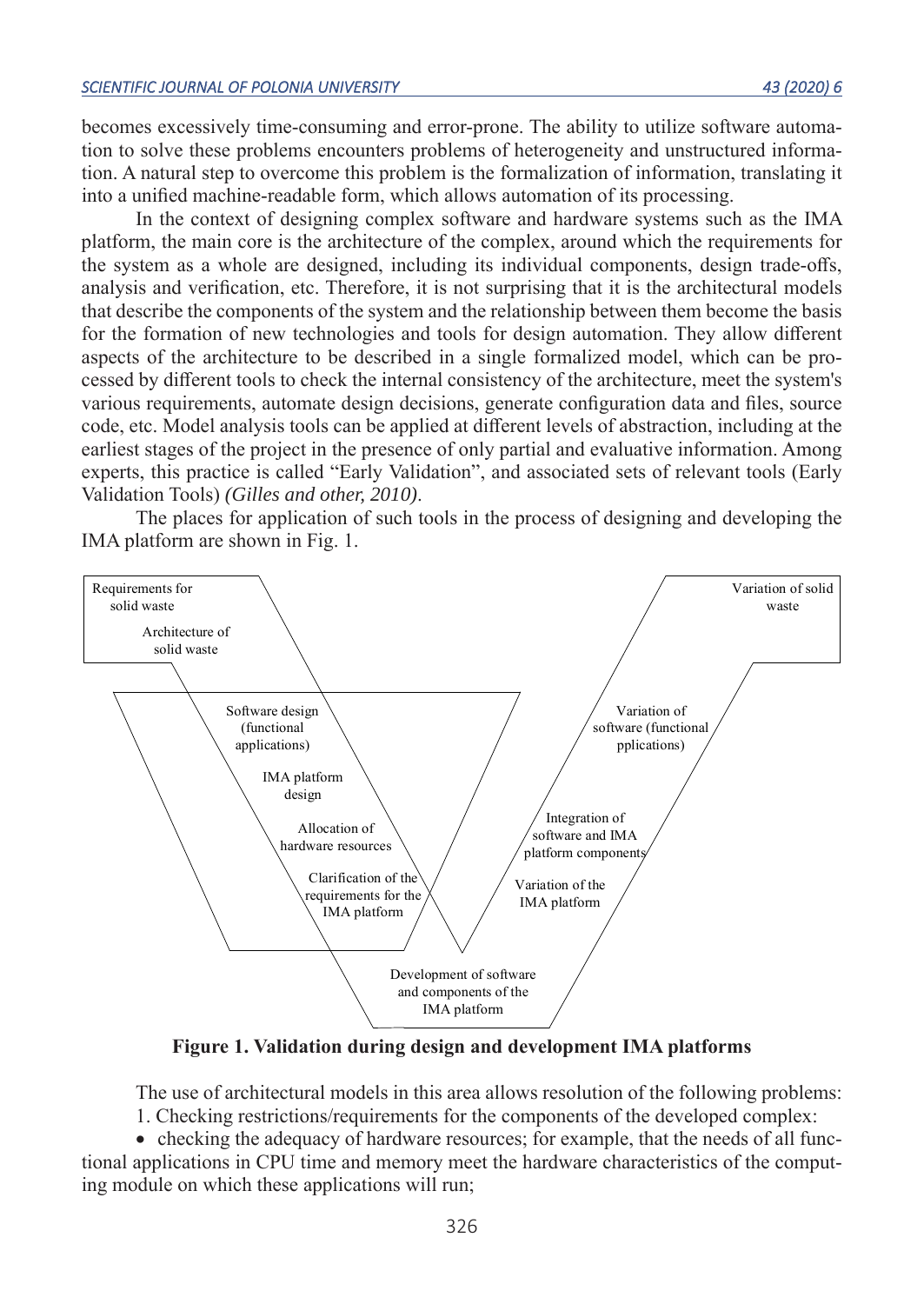becomes excessively time-consuming and error-prone. The ability to utilize software automation to solve these problems encounters problems of heterogeneity and unstructured information. A natural step to overcome this problem is the formalization of information, translating it into a unified machine-readable form, which allows automation of its processing.

In the context of designing complex software and hardware systems such as the IMA platform, the main core is the architecture of the complex, around which the requirements for the system as a whole are designed, including its individual components, design trade-offs, analysis and verification, etc. Therefore, it is not surprising that it is the architectural models that describe the components of the system and the relationship between them become the basis for the formation of new technologies and tools for design automation. They allow different aspects of the architecture to be described in a single formalized model, which can be processed by different tools to check the internal consistency of the architecture, meet the system's various requirements, automate design decisions, generate configuration data and files, source code, etc. Model analysis tools can be applied at different levels of abstraction, including at the earliest stages of the project in the presence of only partial and evaluative information. Among experts, this practice is called "Early Validation", and associated sets of relevant tools (Early Validation Tools) *(Gilles and other, 2010)*.

The places for application of such tools in the process of designing and developing the IMA platform are shown in Fig. 1.

Requirements for solid waste

Architecture of solid waste

Software design (functional applications)

IMA platform design

Allocation of hardware resources

Clarification of the requirements for the IMA platform

Development of software and components of the IMA platform

Variation of the IMA platform

Integration of software and IMA platform components

Variation of software (functional pplications)

Variation of solid waste

**Figure 1. Validation during design and development IMA platforms**

The use of architectural models in this area allows resolution of the following problems:

1. Checking restrictions/requirements for the components of the developed complex:

- checking the adequacy of hardware resources; for example, that the needs of all functional applications in CPU time and memory meet the hardware characteristics of the computing module on which these applications will run;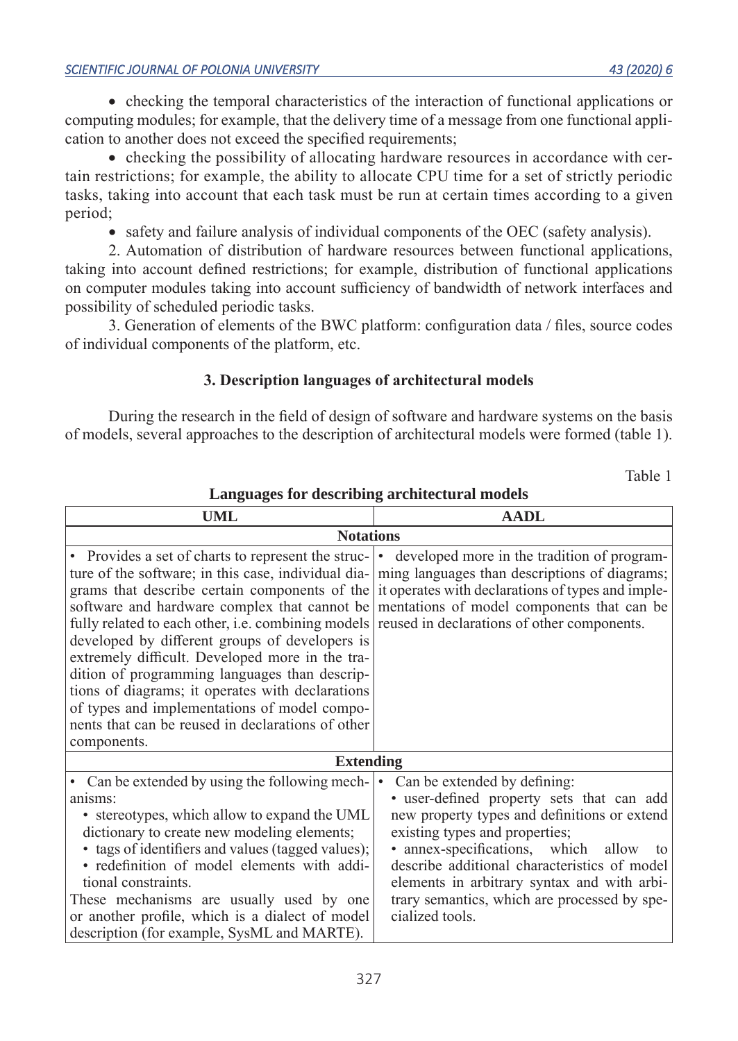- checking the temporal characteristics of the interaction of functional applications or computing modules; for example, that the delivery time of a message from one functional application to another does not exceed the specified requirements;
- checking the possibility of allocating hardware resources in accordance with certain restrictions; for example, the ability to allocate CPU time for a set of strictly periodic tasks, taking into account that each task must be run at certain times according to a given period;
- safety and failure analysis of individual components of the OEC (safety analysis).

2. Automation of distribution of hardware resources between functional applications, taking into account defined restrictions; for example, distribution of functional applications on computer modules taking into account sufficiency of bandwidth of network interfaces and possibility of scheduled periodic tasks.

3. Generation of elements of the BWC platform: configuration data / files, source codes of individual components of the platform, etc.

### 3. Description languages of architectural models

During the research in the field of design of software and hardware systems on the basis of models, several approaches to the description of architectural models were formed (table 1).

Table 1

**Languages for describing architectural models**

| UML | AADL |
|---|---|
| **Notations** | |
| • Provides a set of charts to represent the structure of the software; in this case, individual diagrams that describe certain components of the software and hardware complex that cannot be fully related to each other, i.e. combining models developed by different groups of developers is extremely difficult. Developed more in the tradition of programming languages than descriptions of diagrams; it operates with declarations of types and implementations of model components that can be reused in declarations of other components. | • developed more in the tradition of programming languages than descriptions of diagrams; it operates with declarations of types and implementations of model components that can be reused in declarations of other components. |
| **Extending** | |
| • Can be extended by using the following mechanisms:<br>• stereotypes, which allow to expand the UML dictionary to create new modeling elements;<br>• tags of identifiers and values (tagged values);<br>• redefinition of model elements with additional constraints.<br>These mechanisms are usually used by one or another profile, which is a dialect of model description (for example, SysML and MARTE). | • Can be extended by defining:<br>• user-defined property sets that can add new property types and definitions or extend existing types and properties;<br>• annex-specifications, which allow to describe additional characteristics of model elements in arbitrary syntax and with arbitrary semantics, which are processed by specialized tools. |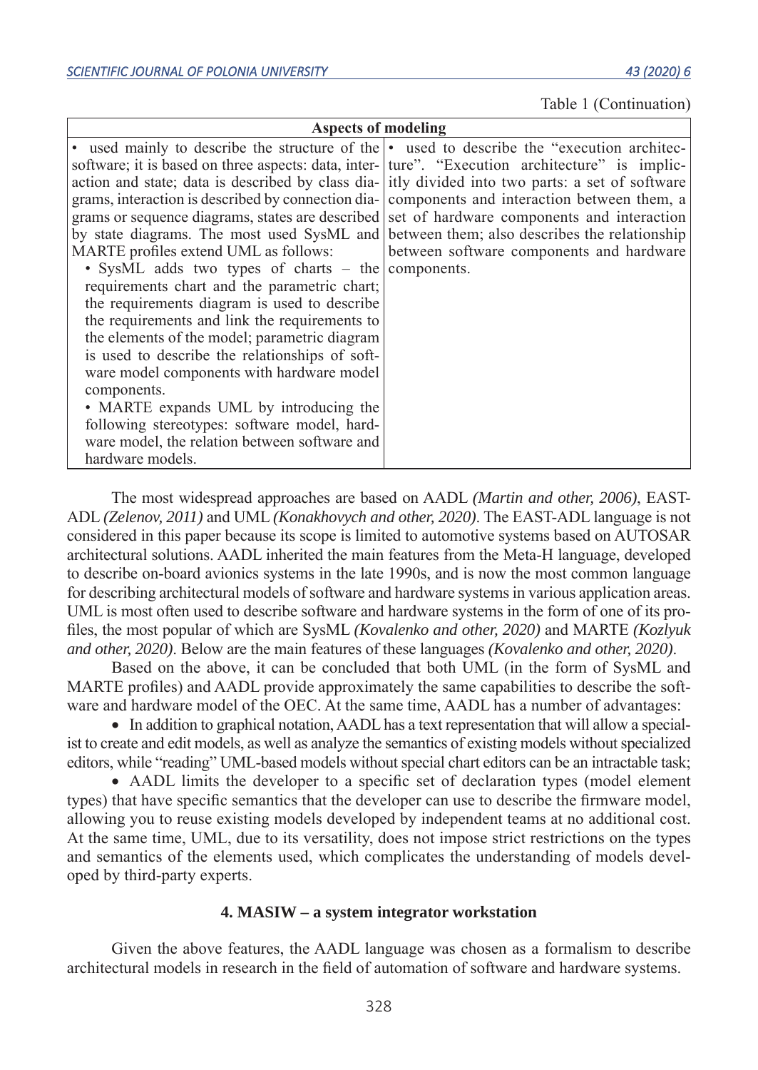Table 1 (Continuation)

| Aspects of modeling | |
|---|---|
| • used mainly to describe the structure of the software; it is based on three aspects: data, interaction and state; data is described by class diagrams, interaction is described by connection diagrams or sequence diagrams, states are described by state diagrams. The most used SysML and MARTE profiles extend UML as follows:<br>• SysML adds two types of charts – the requirements chart and the parametric chart; the requirements diagram is used to describe the requirements and link the requirements to the elements of the model; parametric diagram is used to describe the relationships of software model components with hardware model components.<br>• MARTE expands UML by introducing the following stereotypes: software model, hardware model, the relation between software and hardware models. | • used to describe the "execution architecture". "Execution architecture" is implicitly divided into two parts: a set of software components and interaction between them, a set of hardware components and interaction between them; also describes the relationship between software components and hardware components. |

The most widespread approaches are based on AADL *(Martin and other, 2006)*, EAST-ADL *(Zelenov, 2011)* and UML *(Konakhovych and other, 2020)*. The EAST-ADL language is not considered in this paper because its scope is limited to automotive systems based on AUTOSAR architectural solutions. AADL inherited the main features from the Meta-H language, developed to describe on-board avionics systems in the late 1990s, and is now the most common language for describing architectural models of software and hardware systems in various application areas. UML is most often used to describe software and hardware systems in the form of one of its profiles, the most popular of which are SysML *(Kovalenko and other, 2020)* and MARTE *(Kozlyuk and other, 2020)*. Below are the main features of these languages *(Kovalenko and other, 2020)*.

Based on the above, it can be concluded that both UML (in the form of SysML and MARTE profiles) and AADL provide approximately the same capabilities to describe the software and hardware model of the OEC. At the same time, AADL has a number of advantages:

- In addition to graphical notation, AADL has a text representation that will allow a specialist to create and edit models, as well as analyze the semantics of existing models without specialized editors, while "reading" UML-based models without special chart editors can be an intractable task;
- AADL limits the developer to a specific set of declaration types (model element types) that have specific semantics that the developer can use to describe the firmware model, allowing you to reuse existing models developed by independent teams at no additional cost. At the same time, UML, due to its versatility, does not impose strict restrictions on the types and semantics of the elements used, which complicates the understanding of models developed by third-party experts.

## 4. MASIW – a system integrator workstation

Given the above features, the AADL language was chosen as a formalism to describe architectural models in research in the field of automation of software and hardware systems.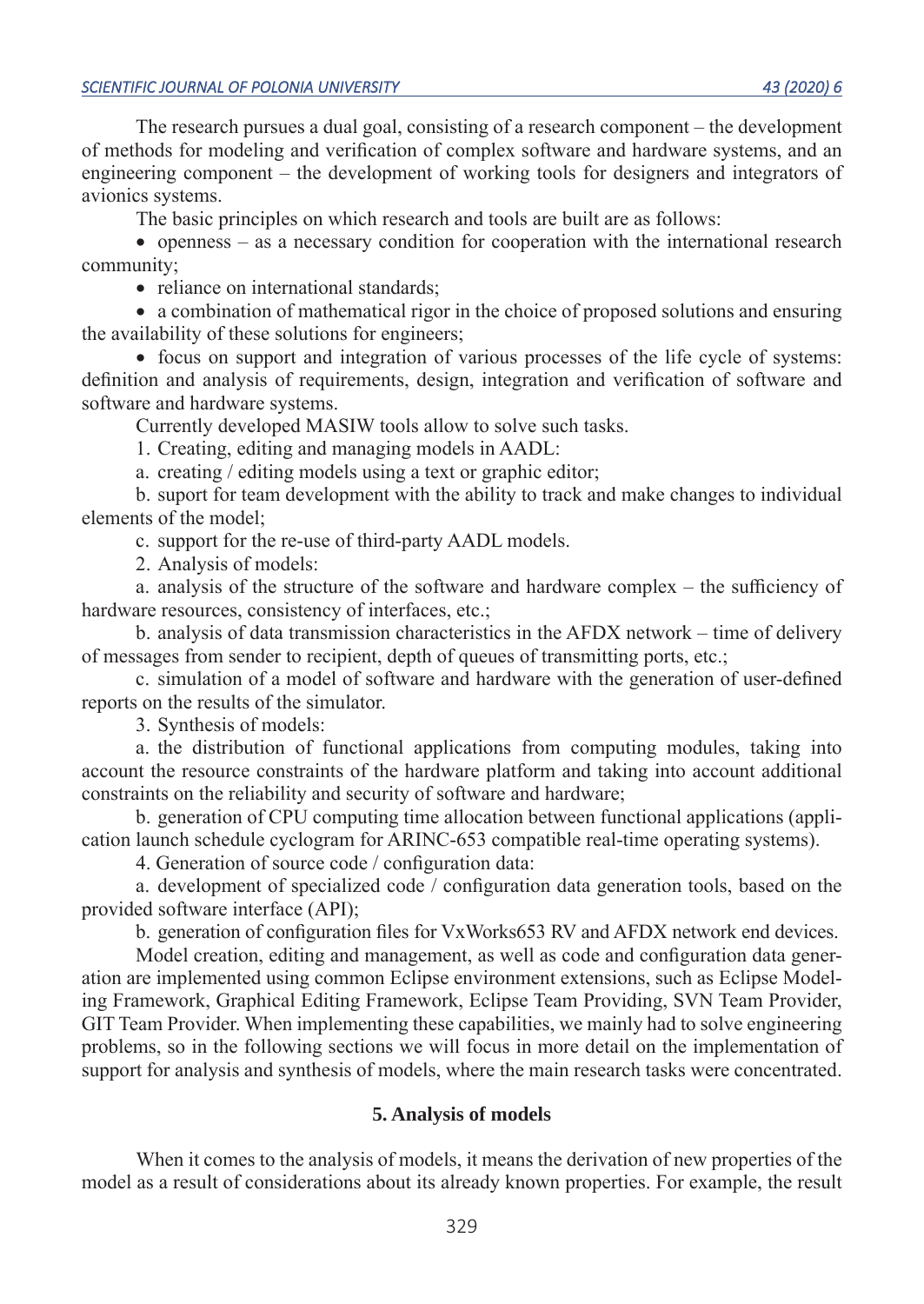The research pursues a dual goal, consisting of a research component – the development of methods for modeling and verification of complex software and hardware systems, and an engineering component – the development of working tools for designers and integrators of avionics systems.

The basic principles on which research and tools are built are as follows:

- openness – as a necessary condition for cooperation with the international research community;
- reliance on international standards;
- a combination of mathematical rigor in the choice of proposed solutions and ensuring the availability of these solutions for engineers;
- focus on support and integration of various processes of the life cycle of systems: definition and analysis of requirements, design, integration and verification of software and software and hardware systems.

Currently developed MASIW tools allow to solve such tasks.

1. Creating, editing and managing models in AADL:

a. creating / editing models using a text or graphic editor;

b. suport for team development with the ability to track and make changes to individual elements of the model;

c. support for the re-use of third-party AADL models.

2. Analysis of models:

a. analysis of the structure of the software and hardware complex – the sufficiency of hardware resources, consistency of interfaces, etc.;

b. analysis of data transmission characteristics in the AFDX network – time of delivery of messages from sender to recipient, depth of queues of transmitting ports, etc.;

c. simulation of a model of software and hardware with the generation of user-defined reports on the results of the simulator.

3. Synthesis of models:

a. the distribution of functional applications from computing modules, taking into account the resource constraints of the hardware platform and taking into account additional constraints on the reliability and security of software and hardware;

b. generation of CPU computing time allocation between functional applications (application launch schedule cyclogram for ARINC-653 compatible real-time operating systems).

4. Generation of source code / configuration data:

a. development of specialized code / configuration data generation tools, based on the provided software interface (API);

b. generation of configuration files for VxWorks653 RV and AFDX network end devices.

Model creation, editing and management, as well as code and configuration data generation are implemented using common Eclipse environment extensions, such as Eclipse Modeling Framework, Graphical Editing Framework, Eclipse Team Providing, SVN Team Provider, GIT Team Provider. When implementing these capabilities, we mainly had to solve engineering problems, so in the following sections we will focus in more detail on the implementation of support for analysis and synthesis of models, where the main research tasks were concentrated.

## 5. Analysis of models

When it comes to the analysis of models, it means the derivation of new properties of the model as a result of considerations about its already known properties. For example, the result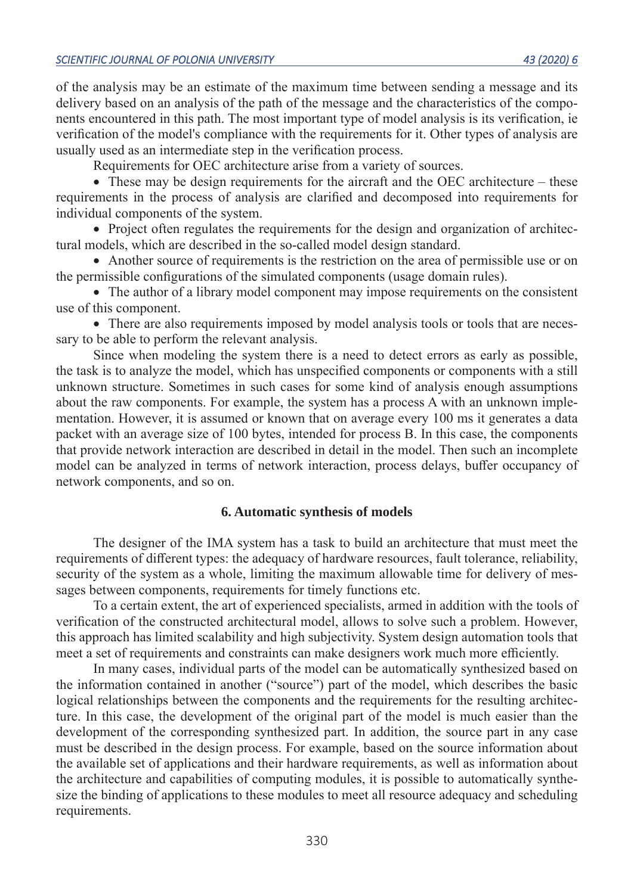of the analysis may be an estimate of the maximum time between sending a message and its delivery based on an analysis of the path of the message and the characteristics of the components encountered in this path. The most important type of model analysis is its verification, ie verification of the model's compliance with the requirements for it. Other types of analysis are usually used as an intermediate step in the verification process.

Requirements for OEC architecture arise from a variety of sources.

- These may be design requirements for the aircraft and the OEC architecture – these requirements in the process of analysis are clarified and decomposed into requirements for individual components of the system.
- Project often regulates the requirements for the design and organization of architectural models, which are described in the so-called model design standard.
- Another source of requirements is the restriction on the area of permissible use or on the permissible configurations of the simulated components (usage domain rules).
- The author of a library model component may impose requirements on the consistent use of this component.
- There are also requirements imposed by model analysis tools or tools that are necessary to be able to perform the relevant analysis.

Since when modeling the system there is a need to detect errors as early as possible, the task is to analyze the model, which has unspecified components or components with a still unknown structure. Sometimes in such cases for some kind of analysis enough assumptions about the raw components. For example, the system has a process A with an unknown implementation. However, it is assumed or known that on average every 100 ms it generates a data packet with an average size of 100 bytes, intended for process B. In this case, the components that provide network interaction are described in detail in the model. Then such an incomplete model can be analyzed in terms of network interaction, process delays, buffer occupancy of network components, and so on.

## 6. Automatic synthesis of models

The designer of the IMA system has a task to build an architecture that must meet the requirements of different types: the adequacy of hardware resources, fault tolerance, reliability, security of the system as a whole, limiting the maximum allowable time for delivery of messages between components, requirements for timely functions etc.

To a certain extent, the art of experienced specialists, armed in addition with the tools of verification of the constructed architectural model, allows to solve such a problem. However, this approach has limited scalability and high subjectivity. System design automation tools that meet a set of requirements and constraints can make designers work much more efficiently.

In many cases, individual parts of the model can be automatically synthesized based on the information contained in another ("source") part of the model, which describes the basic logical relationships between the components and the requirements for the resulting architecture. In this case, the development of the original part of the model is much easier than the development of the corresponding synthesized part. In addition, the source part in any case must be described in the design process. For example, based on the source information about the available set of applications and their hardware requirements, as well as information about the architecture and capabilities of computing modules, it is possible to automatically synthesize the binding of applications to these modules to meet all resource adequacy and scheduling requirements.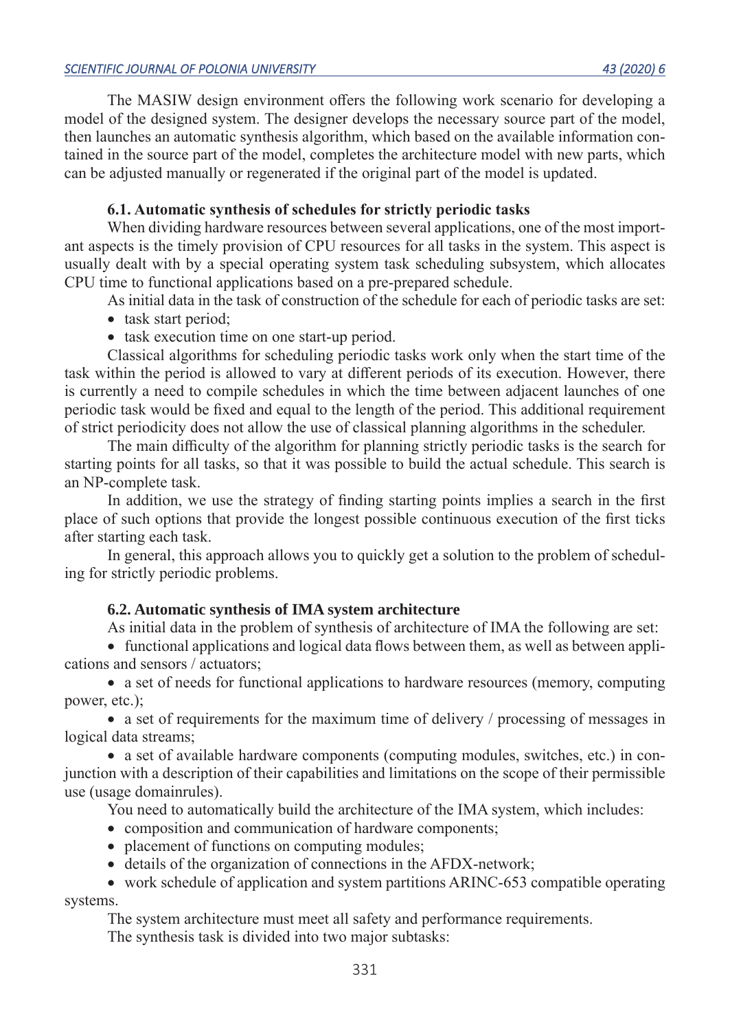The MASIW design environment offers the following work scenario for developing a model of the designed system. The designer develops the necessary source part of the model, then launches an automatic synthesis algorithm, which based on the available information contained in the source part of the model, completes the architecture model with new parts, which can be adjusted manually or regenerated if the original part of the model is updated.

### 6.1. Automatic synthesis of schedules for strictly periodic tasks

When dividing hardware resources between several applications, one of the most important aspects is the timely provision of CPU resources for all tasks in the system. This aspect is usually dealt with by a special operating system task scheduling subsystem, which allocates CPU time to functional applications based on a pre-prepared schedule.

As initial data in the task of construction of the schedule for each of periodic tasks are set:

- task start period;
- task execution time on one start-up period.

Classical algorithms for scheduling periodic tasks work only when the start time of the task within the period is allowed to vary at different periods of its execution. However, there is currently a need to compile schedules in which the time between adjacent launches of one periodic task would be fixed and equal to the length of the period. This additional requirement of strict periodicity does not allow the use of classical planning algorithms in the scheduler.

The main difficulty of the algorithm for planning strictly periodic tasks is the search for starting points for all tasks, so that it was possible to build the actual schedule. This search is an NP-complete task.

In addition, we use the strategy of finding starting points implies a search in the first place of such options that provide the longest possible continuous execution of the first ticks after starting each task.

In general, this approach allows you to quickly get a solution to the problem of scheduling for strictly periodic problems.

### 6.2. Automatic synthesis of IMA system architecture

As initial data in the problem of synthesis of architecture of IMA the following are set:

- functional applications and logical data flows between them, as well as between applications and sensors / actuators;
- a set of needs for functional applications to hardware resources (memory, computing power, etc.);
- a set of requirements for the maximum time of delivery / processing of messages in logical data streams;
- a set of available hardware components (computing modules, switches, etc.) in conjunction with a description of their capabilities and limitations on the scope of their permissible use (usage domainrules).

You need to automatically build the architecture of the IMA system, which includes:

- composition and communication of hardware components;
- placement of functions on computing modules;
- details of the organization of connections in the AFDX-network;
- work schedule of application and system partitions ARINC-653 compatible operating systems.

The system architecture must meet all safety and performance requirements.

The synthesis task is divided into two major subtasks: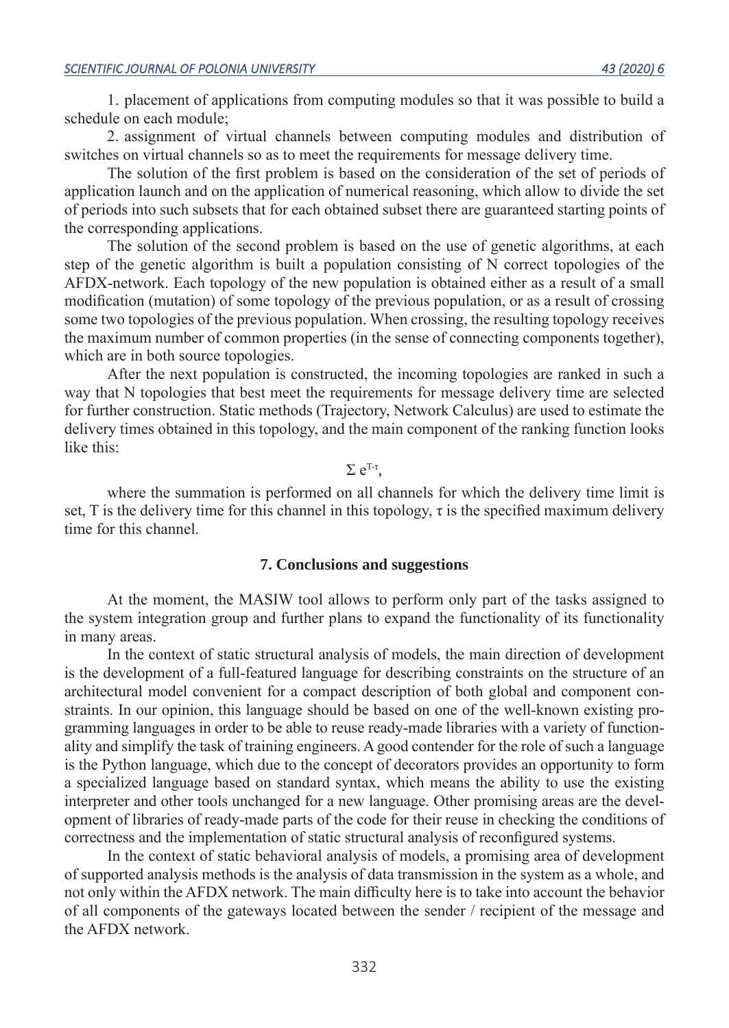1. placement of applications from computing modules so that it was possible to build a schedule on each module;

2. assignment of virtual channels between computing modules and distribution of switches on virtual channels so as to meet the requirements for message delivery time.

The solution of the first problem is based on the consideration of the set of periods of application launch and on the application of numerical reasoning, which allow to divide the set of periods into such subsets that for each obtained subset there are guaranteed starting points of the corresponding applications.

The solution of the second problem is based on the use of genetic algorithms, at each step of the genetic algorithm is built a population consisting of N correct topologies of the AFDX-network. Each topology of the new population is obtained either as a result of a small modification (mutation) of some topology of the previous population, or as a result of crossing some two topologies of the previous population. When crossing, the resulting topology receives the maximum number of common properties (in the sense of connecting components together), which are in both source topologies.

After the next population is constructed, the incoming topologies are ranked in such a way that N topologies that best meet the requirements for message delivery time are selected for further construction. Static methods (Trajectory, Network Calculus) are used to estimate the delivery times obtained in this topology, and the main component of the ranking function looks like this:

$$\Sigma\, e^{T-\tau},$$

where the summation is performed on all channels for which the delivery time limit is set, T is the delivery time for this channel in this topology, $\tau$ is the specified maximum delivery time for this channel.

## 7. Conclusions and suggestions

At the moment, the MASIW tool allows to perform only part of the tasks assigned to the system integration group and further plans to expand the functionality of its functionality in many areas.

In the context of static structural analysis of models, the main direction of development is the development of a full-featured language for describing constraints on the structure of an architectural model convenient for a compact description of both global and component constraints. In our opinion, this language should be based on one of the well-known existing programming languages in order to be able to reuse ready-made libraries with a variety of functionality and simplify the task of training engineers. A good contender for the role of such a language is the Python language, which due to the concept of decorators provides an opportunity to form a specialized language based on standard syntax, which means the ability to use the existing interpreter and other tools unchanged for a new language. Other promising areas are the development of libraries of ready-made parts of the code for their reuse in checking the conditions of correctness and the implementation of static structural analysis of reconfigured systems.

In the context of static behavioral analysis of models, a promising area of development of supported analysis methods is the analysis of data transmission in the system as a whole, and not only within the AFDX network. The main difficulty here is to take into account the behavior of all components of the gateways located between the sender / recipient of the message and the AFDX network.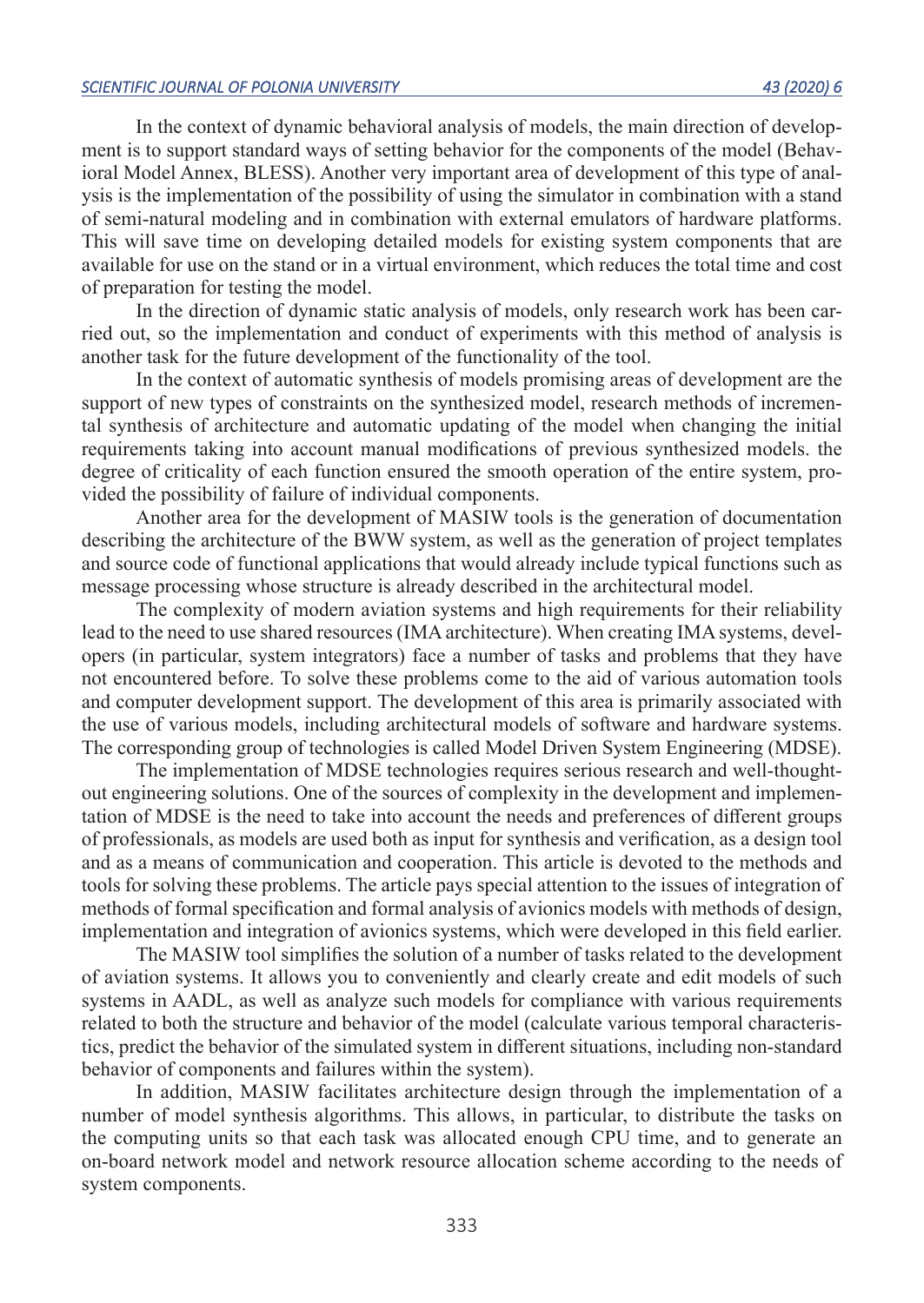In the context of dynamic behavioral analysis of models, the main direction of development is to support standard ways of setting behavior for the components of the model (Behavioral Model Annex, BLESS). Another very important area of development of this type of analysis is the implementation of the possibility of using the simulator in combination with a stand of semi-natural modeling and in combination with external emulators of hardware platforms. This will save time on developing detailed models for existing system components that are available for use on the stand or in a virtual environment, which reduces the total time and cost of preparation for testing the model.

In the direction of dynamic static analysis of models, only research work has been carried out, so the implementation and conduct of experiments with this method of analysis is another task for the future development of the functionality of the tool.

In the context of automatic synthesis of models promising areas of development are the support of new types of constraints on the synthesized model, research methods of incremental synthesis of architecture and automatic updating of the model when changing the initial requirements taking into account manual modifications of previous synthesized models. the degree of criticality of each function ensured the smooth operation of the entire system, provided the possibility of failure of individual components.

Another area for the development of MASIW tools is the generation of documentation describing the architecture of the BWW system, as well as the generation of project templates and source code of functional applications that would already include typical functions such as message processing whose structure is already described in the architectural model.

The complexity of modern aviation systems and high requirements for their reliability lead to the need to use shared resources (IMA architecture). When creating IMA systems, developers (in particular, system integrators) face a number of tasks and problems that they have not encountered before. To solve these problems come to the aid of various automation tools and computer development support. The development of this area is primarily associated with the use of various models, including architectural models of software and hardware systems. The corresponding group of technologies is called Model Driven System Engineering (MDSE).

The implementation of MDSE technologies requires serious research and well-thought-out engineering solutions. One of the sources of complexity in the development and implementation of MDSE is the need to take into account the needs and preferences of different groups of professionals, as models are used both as input for synthesis and verification, as a design tool and as a means of communication and cooperation. This article is devoted to the methods and tools for solving these problems. The article pays special attention to the issues of integration of methods of formal specification and formal analysis of avionics models with methods of design, implementation and integration of avionics systems, which were developed in this field earlier.

The MASIW tool simplifies the solution of a number of tasks related to the development of aviation systems. It allows you to conveniently and clearly create and edit models of such systems in AADL, as well as analyze such models for compliance with various requirements related to both the structure and behavior of the model (calculate various temporal characteristics, predict the behavior of the simulated system in different situations, including non-standard behavior of components and failures within the system).

In addition, MASIW facilitates architecture design through the implementation of a number of model synthesis algorithms. This allows, in particular, to distribute the tasks on the computing units so that each task was allocated enough CPU time, and to generate an on-board network model and network resource allocation scheme according to the needs of system components.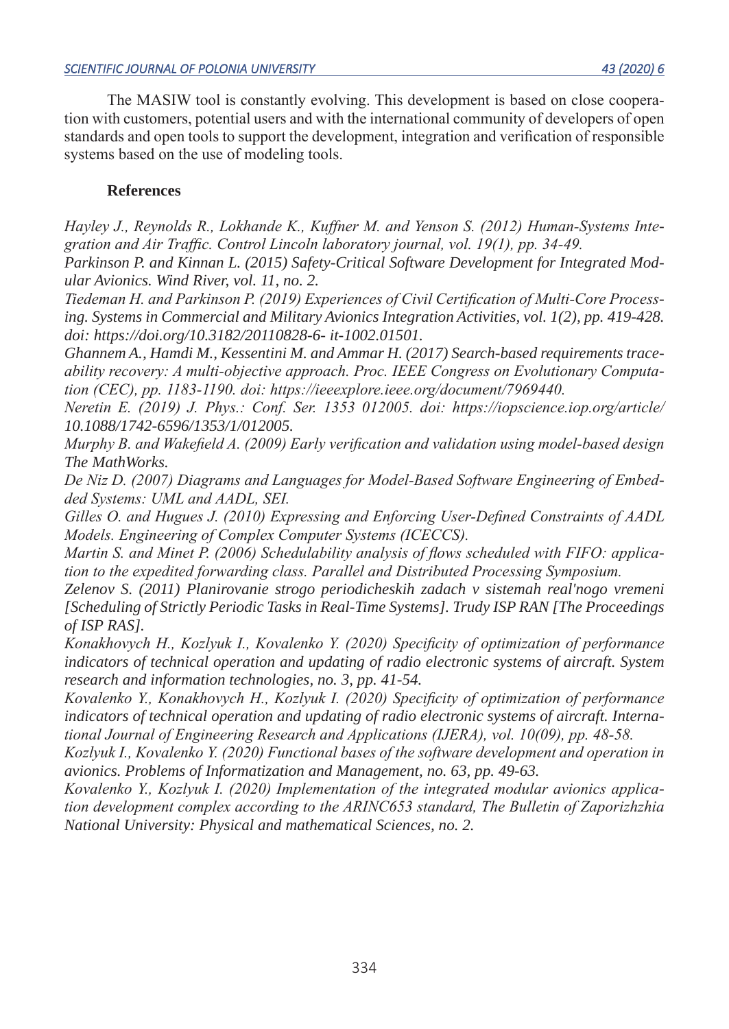The MASIW tool is constantly evolving. This development is based on close cooperation with customers, potential users and with the international community of developers of open standards and open tools to support the development, integration and verification of responsible systems based on the use of modeling tools.

**References**

*Hayley J., Reynolds R., Lokhande K., Kuffner M. and Yenson S. (2012) Human-Systems Integration and Air Traffic. Control Lincoln laboratory journal, vol. 19(1), pp. 34-49.*

*Parkinson P. and Kinnan L. (2015) Safety-Critical Software Development for Integrated Modular Avionics. Wind River, vol. 11, no. 2.*

*Tiedeman H. and Parkinson P. (2019) Experiences of Civil Certification of Multi-Core Processing. Systems in Commercial and Military Avionics Integration Activities, vol. 1(2), pp. 419-428. doi: https://doi.org/10.3182/20110828-6- it-1002.01501.*

*Ghannem A., Hamdi M., Kessentini M. and Ammar H. (2017) Search-based requirements traceability recovery: A multi-objective approach. Proc. IEEE Congress on Evolutionary Computation (CEC), pp. 1183-1190. doi: https://ieeexplore.ieee.org/document/7969440.*

*Neretin E. (2019) J. Phys.: Conf. Ser. 1353 012005. doi: https://iopscience.iop.org/article/10.1088/1742-6596/1353/1/012005.*

*Murphy B. and Wakefield A. (2009) Early verification and validation using model-based design The MathWorks.*

*De Niz D. (2007) Diagrams and Languages for Model-Based Software Engineering of Embedded Systems: UML and AADL, SEI.*

*Gilles O. and Hugues J. (2010) Expressing and Enforcing User-Defined Constraints of AADL Models. Engineering of Complex Computer Systems (ICECCS).*

*Martin S. and Minet P. (2006) Schedulability analysis of flows scheduled with FIFO: application to the expedited forwarding class. Parallel and Distributed Processing Symposium.*

*Zelenov S. (2011) Planirovanie strogo periodicheskih zadach v sistemah real'nogo vremeni [Scheduling of Strictly Periodic Tasks in Real-Time Systems]. Trudy ISP RAN [The Proceedings of ISP RAS].*

*Konakhovych H., Kozlyuk I., Kovalenko Y. (2020) Specificity of optimization of performance indicators of technical operation and updating of radio electronic systems of aircraft. System research and information technologies, no. 3, pp. 41-54.*

*Kovalenko Y., Konakhovych H., Kozlyuk I. (2020) Specificity of optimization of performance indicators of technical operation and updating of radio electronic systems of aircraft. International Journal of Engineering Research and Applications (IJERA), vol. 10(09), pp. 48-58.*

*Kozlyuk I., Kovalenko Y. (2020) Functional bases of the software development and operation in avionics. Problems of Informatization and Management, no. 63, pp. 49-63.*

*Kovalenko Y., Kozlyuk I. (2020) Implementation of the integrated modular avionics application development complex according to the ARINC653 standard, The Bulletin of Zaporizhzhia National University: Physical and mathematical Sciences, no. 2.*